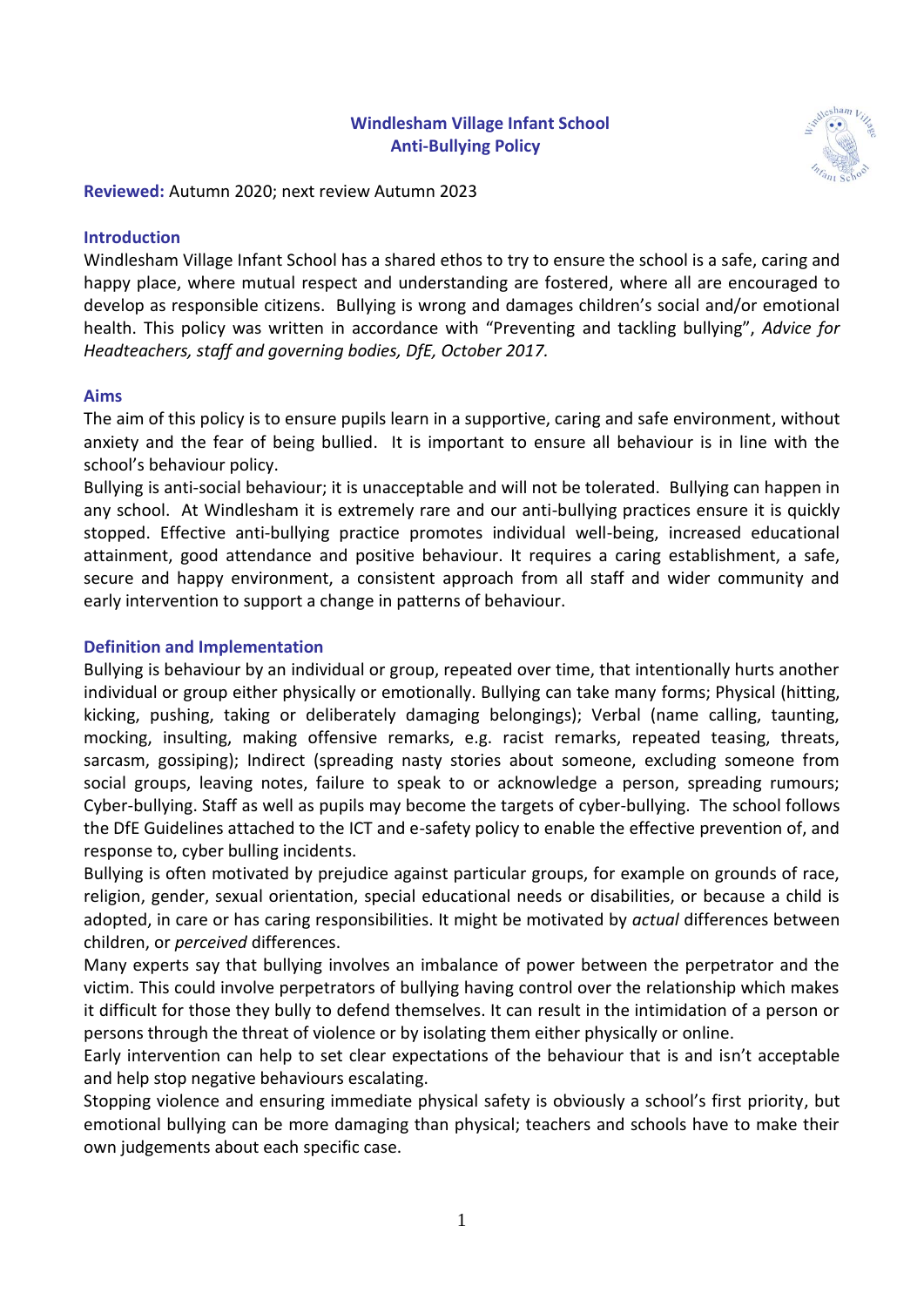# Windlesham Village Infant School
## Anti-Bullying Policy

**Reviewed:** Autumn 2020; next review Autumn 2023

### Introduction

Windlesham Village Infant School has a shared ethos to try to ensure the school is a safe, caring and happy place, where mutual respect and understanding are fostered, where all are encouraged to develop as responsible citizens. Bullying is wrong and damages children's social and/or emotional health. This policy was written in accordance with "Preventing and tackling bullying", *Advice for Headteachers, staff and governing bodies, DfE, October 2017.*

### Aims

The aim of this policy is to ensure pupils learn in a supportive, caring and safe environment, without anxiety and the fear of being bullied. It is important to ensure all behaviour is in line with the school's behaviour policy.

Bullying is anti-social behaviour; it is unacceptable and will not be tolerated. Bullying can happen in any school. At Windlesham it is extremely rare and our anti-bullying practices ensure it is quickly stopped. Effective anti-bullying practice promotes individual well-being, increased educational attainment, good attendance and positive behaviour. It requires a caring establishment, a safe, secure and happy environment, a consistent approach from all staff and wider community and early intervention to support a change in patterns of behaviour.

### Definition and Implementation

Bullying is behaviour by an individual or group, repeated over time, that intentionally hurts another individual or group either physically or emotionally. Bullying can take many forms; Physical (hitting, kicking, pushing, taking or deliberately damaging belongings); Verbal (name calling, taunting, mocking, insulting, making offensive remarks, e.g. racist remarks, repeated teasing, threats, sarcasm, gossiping); Indirect (spreading nasty stories about someone, excluding someone from social groups, leaving notes, failure to speak to or acknowledge a person, spreading rumours; Cyber-bullying. Staff as well as pupils may become the targets of cyber-bullying. The school follows the DfE Guidelines attached to the ICT and e-safety policy to enable the effective prevention of, and response to, cyber bulling incidents.

Bullying is often motivated by prejudice against particular groups, for example on grounds of race, religion, gender, sexual orientation, special educational needs or disabilities, or because a child is adopted, in care or has caring responsibilities. It might be motivated by *actual* differences between children, or *perceived* differences.

Many experts say that bullying involves an imbalance of power between the perpetrator and the victim. This could involve perpetrators of bullying having control over the relationship which makes it difficult for those they bully to defend themselves. It can result in the intimidation of a person or persons through the threat of violence or by isolating them either physically or online.

Early intervention can help to set clear expectations of the behaviour that is and isn't acceptable and help stop negative behaviours escalating.

Stopping violence and ensuring immediate physical safety is obviously a school's first priority, but emotional bullying can be more damaging than physical; teachers and schools have to make their own judgements about each specific case.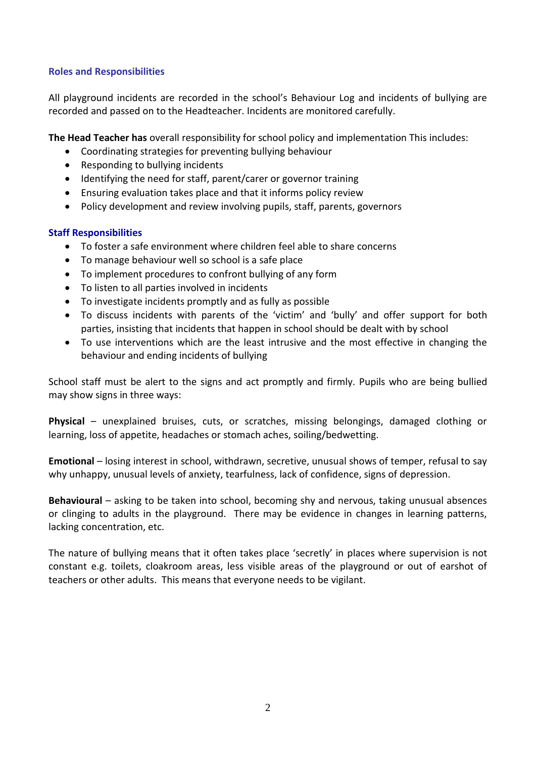## Roles and Responsibilities

All playground incidents are recorded in the school's Behaviour Log and incidents of bullying are recorded and passed on to the Headteacher. Incidents are monitored carefully.

**The Head Teacher has** overall responsibility for school policy and implementation This includes:

- Coordinating strategies for preventing bullying behaviour
- Responding to bullying incidents
- Identifying the need for staff, parent/carer or governor training
- Ensuring evaluation takes place and that it informs policy review
- Policy development and review involving pupils, staff, parents, governors

## Staff Responsibilities

- To foster a safe environment where children feel able to share concerns
- To manage behaviour well so school is a safe place
- To implement procedures to confront bullying of any form
- To listen to all parties involved in incidents
- To investigate incidents promptly and as fully as possible
- To discuss incidents with parents of the 'victim' and 'bully' and offer support for both parties, insisting that incidents that happen in school should be dealt with by school
- To use interventions which are the least intrusive and the most effective in changing the behaviour and ending incidents of bullying

School staff must be alert to the signs and act promptly and firmly. Pupils who are being bullied may show signs in three ways:

**Physical** – unexplained bruises, cuts, or scratches, missing belongings, damaged clothing or learning, loss of appetite, headaches or stomach aches, soiling/bedwetting.

**Emotional** – losing interest in school, withdrawn, secretive, unusual shows of temper, refusal to say why unhappy, unusual levels of anxiety, tearfulness, lack of confidence, signs of depression.

**Behavioural** – asking to be taken into school, becoming shy and nervous, taking unusual absences or clinging to adults in the playground. There may be evidence in changes in learning patterns, lacking concentration, etc.

The nature of bullying means that it often takes place 'secretly' in places where supervision is not constant e.g. toilets, cloakroom areas, less visible areas of the playground or out of earshot of teachers or other adults. This means that everyone needs to be vigilant.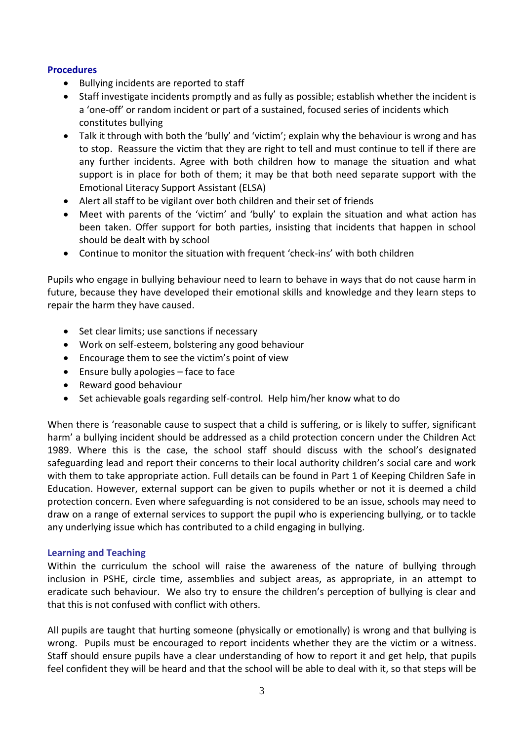### Procedures

- Bullying incidents are reported to staff
- Staff investigate incidents promptly and as fully as possible; establish whether the incident is a 'one-off' or random incident or part of a sustained, focused series of incidents which constitutes bullying
- Talk it through with both the 'bully' and 'victim'; explain why the behaviour is wrong and has to stop. Reassure the victim that they are right to tell and must continue to tell if there are any further incidents. Agree with both children how to manage the situation and what support is in place for both of them; it may be that both need separate support with the Emotional Literacy Support Assistant (ELSA)
- Alert all staff to be vigilant over both children and their set of friends
- Meet with parents of the 'victim' and 'bully' to explain the situation and what action has been taken. Offer support for both parties, insisting that incidents that happen in school should be dealt with by school
- Continue to monitor the situation with frequent 'check-ins' with both children

Pupils who engage in bullying behaviour need to learn to behave in ways that do not cause harm in future, because they have developed their emotional skills and knowledge and they learn steps to repair the harm they have caused.

- Set clear limits; use sanctions if necessary
- Work on self-esteem, bolstering any good behaviour
- Encourage them to see the victim's point of view
- Ensure bully apologies – face to face
- Reward good behaviour
- Set achievable goals regarding self-control. Help him/her know what to do

When there is 'reasonable cause to suspect that a child is suffering, or is likely to suffer, significant harm' a bullying incident should be addressed as a child protection concern under the Children Act 1989. Where this is the case, the school staff should discuss with the school's designated safeguarding lead and report their concerns to their local authority children's social care and work with them to take appropriate action. Full details can be found in Part 1 of Keeping Children Safe in Education. However, external support can be given to pupils whether or not it is deemed a child protection concern. Even where safeguarding is not considered to be an issue, schools may need to draw on a range of external services to support the pupil who is experiencing bullying, or to tackle any underlying issue which has contributed to a child engaging in bullying.

### Learning and Teaching

Within the curriculum the school will raise the awareness of the nature of bullying through inclusion in PSHE, circle time, assemblies and subject areas, as appropriate, in an attempt to eradicate such behaviour. We also try to ensure the children's perception of bullying is clear and that this is not confused with conflict with others.

All pupils are taught that hurting someone (physically or emotionally) is wrong and that bullying is wrong. Pupils must be encouraged to report incidents whether they are the victim or a witness. Staff should ensure pupils have a clear understanding of how to report it and get help, that pupils feel confident they will be heard and that the school will be able to deal with it, so that steps will be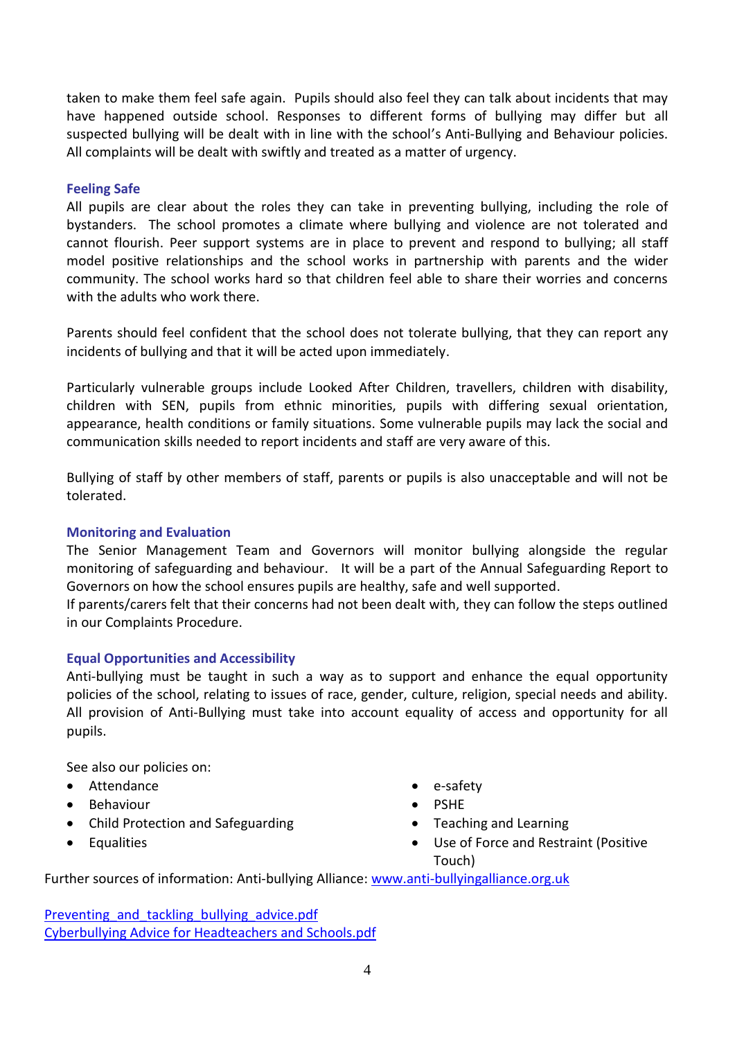taken to make them feel safe again. Pupils should also feel they can talk about incidents that may have happened outside school. Responses to different forms of bullying may differ but all suspected bullying will be dealt with in line with the school's Anti-Bullying and Behaviour policies. All complaints will be dealt with swiftly and treated as a matter of urgency.

### Feeling Safe

All pupils are clear about the roles they can take in preventing bullying, including the role of bystanders. The school promotes a climate where bullying and violence are not tolerated and cannot flourish. Peer support systems are in place to prevent and respond to bullying; all staff model positive relationships and the school works in partnership with parents and the wider community. The school works hard so that children feel able to share their worries and concerns with the adults who work there.

Parents should feel confident that the school does not tolerate bullying, that they can report any incidents of bullying and that it will be acted upon immediately.

Particularly vulnerable groups include Looked After Children, travellers, children with disability, children with SEN, pupils from ethnic minorities, pupils with differing sexual orientation, appearance, health conditions or family situations. Some vulnerable pupils may lack the social and communication skills needed to report incidents and staff are very aware of this.

Bullying of staff by other members of staff, parents or pupils is also unacceptable and will not be tolerated.

### Monitoring and Evaluation

The Senior Management Team and Governors will monitor bullying alongside the regular monitoring of safeguarding and behaviour. It will be a part of the Annual Safeguarding Report to Governors on how the school ensures pupils are healthy, safe and well supported.
If parents/carers felt that their concerns had not been dealt with, they can follow the steps outlined in our Complaints Procedure.

### Equal Opportunities and Accessibility

Anti-bullying must be taught in such a way as to support and enhance the equal opportunity policies of the school, relating to issues of race, gender, culture, religion, special needs and ability. All provision of Anti-Bullying must take into account equality of access and opportunity for all pupils.

See also our policies on:

- Attendance
- Behaviour
- Child Protection and Safeguarding
- Equalities
- e-safety
- PSHE
- Teaching and Learning
- Use of Force and Restraint (Positive Touch)

Further sources of information: Anti-bullying Alliance: [www.anti-bullyingalliance.org.uk](www.anti-bullyingalliance.org.uk)

[Preventing_and_tackling_bullying_advice.pdf](Preventing_and_tackling_bullying_advice.pdf)
[Cyberbullying Advice for Headteachers and Schools.pdf](Cyberbullying Advice for Headteachers and Schools.pdf)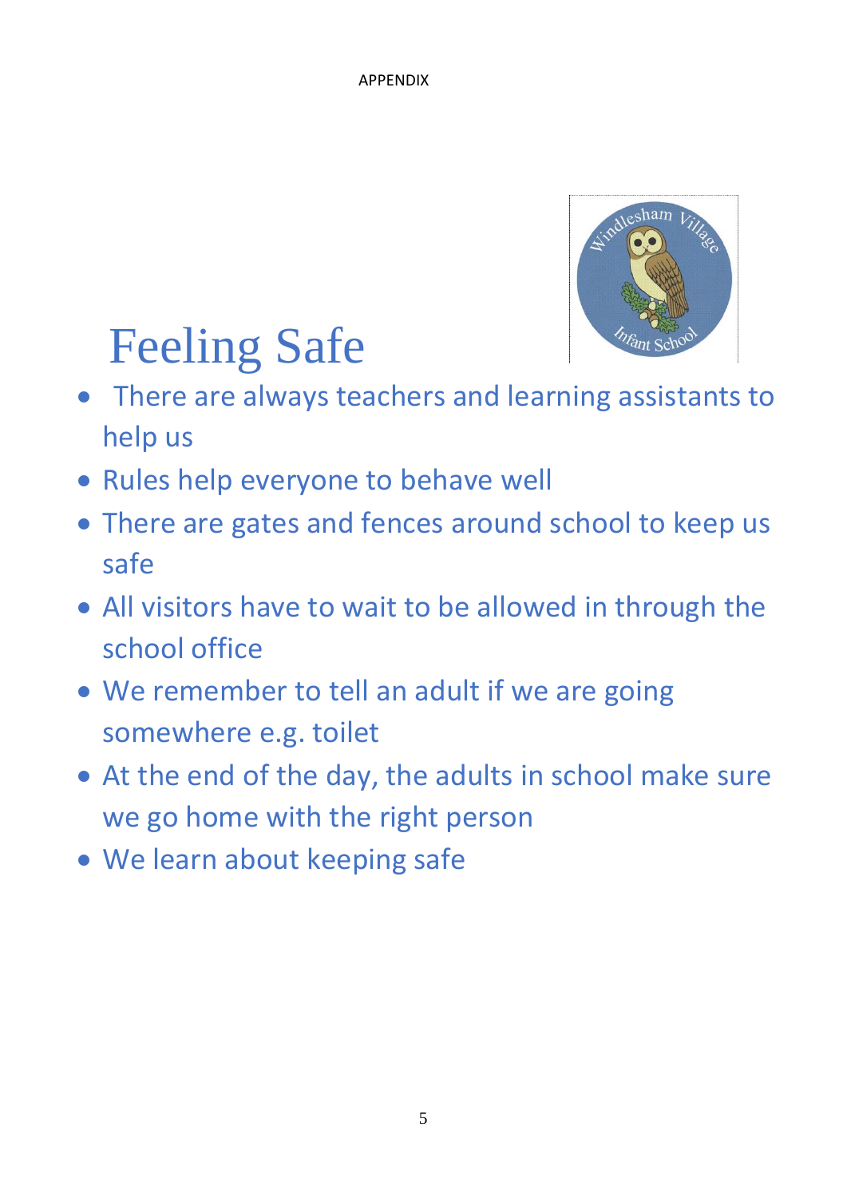APPENDIX

# Feeling Safe

- There are always teachers and learning assistants to help us
- Rules help everyone to behave well
- There are gates and fences around school to keep us safe
- All visitors have to wait to be allowed in through the school office
- We remember to tell an adult if we are going somewhere e.g. toilet
- At the end of the day, the adults in school make sure we go home with the right person
- We learn about keeping safe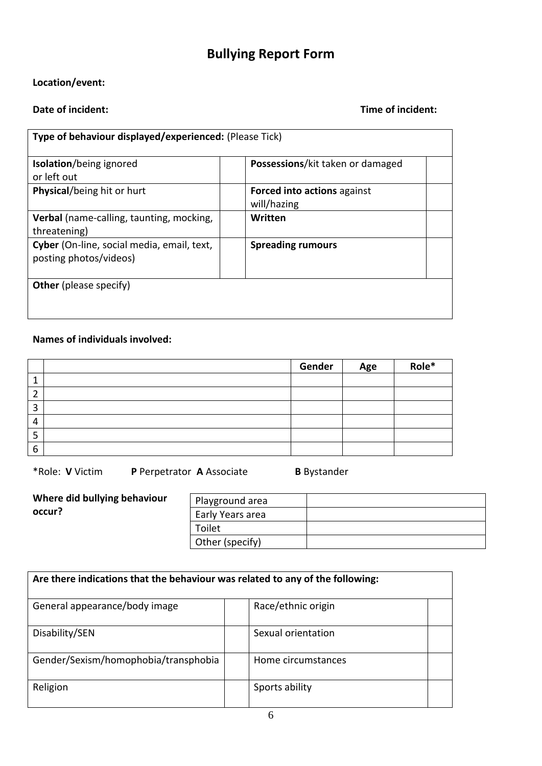# Bullying Report Form

**Location/event:**

**Date of incident:** **Time of incident:**

| **Type of behaviour displayed/experienced:** (Please Tick) | | | |
|---|---|---|---|
| **Isolation**/being ignored or left out | | **Possessions**/kit taken or damaged | |
| **Physical**/being hit or hurt | | **Forced into actions** against will/hazing | |
| **Verbal** (name-calling, taunting, mocking, threatening) | | **Written** | |
| **Cyber** (On-line, social media, email, text, posting photos/videos) | | **Spreading rumours** | |
| **Other** (please specify) | | | |

**Names of individuals involved:**

| | | Gender | Age | Role* |
|---|---|---|---|---|
| 1 | | | | |
| 2 | | | | |
| 3 | | | | |
| 4 | | | | |
| 5 | | | | |
| 6 | | | | |

*Role: **V** Victim **P** Perpetrator **A** Associate **B** Bystander

**Where did bullying behaviour occur?**

| | |
|---|---|
| Playground area | |
| Early Years area | |
| Toilet | |
| Other (specify) | |

| **Are there indications that the behaviour was related to any of the following:** | | | |
|---|---|---|---|
| General appearance/body image | | Race/ethnic origin | |
| Disability/SEN | | Sexual orientation | |
| Gender/Sexism/homophobia/transphobia | | Home circumstances | |
| Religion | | Sports ability | |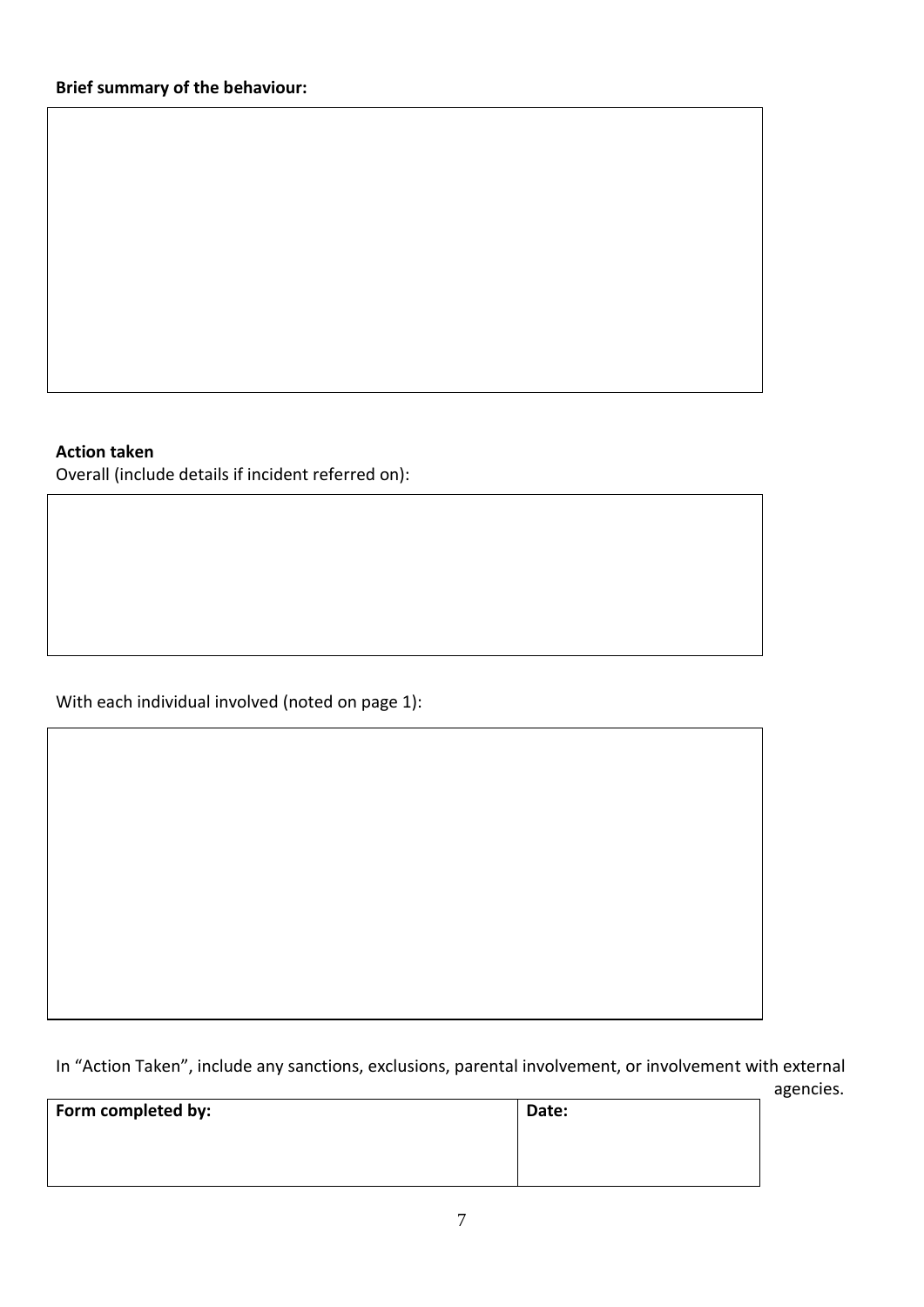**Brief summary of the behaviour:**

| |
|---|
| |

**Action taken**

Overall (include details if incident referred on):

| |
|---|
| |

With each individual involved (noted on page 1):

| |
|---|
| |

In "Action Taken", include any sanctions, exclusions, parental involvement, or involvement with external agencies.

| Form completed by: | Date: |
|---|---|
| | |